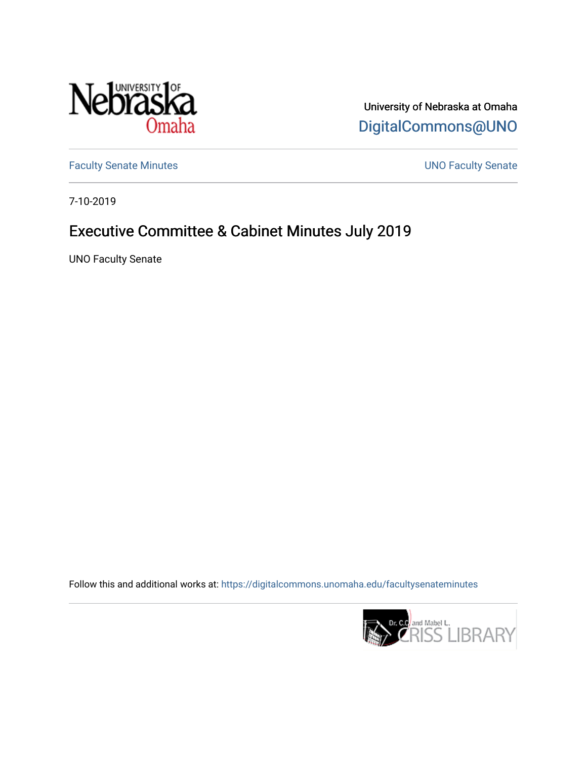University of Nebraska at Omaha

DigitalCommons@UNO

Faculty Senate Minutes

UNO Faculty Senate

7-10-2019

# Executive Committee & Cabinet Minutes July 2019

UNO Faculty Senate

Follow this and additional works at: https://digitalcommons.unomaha.edu/facultysenateminutes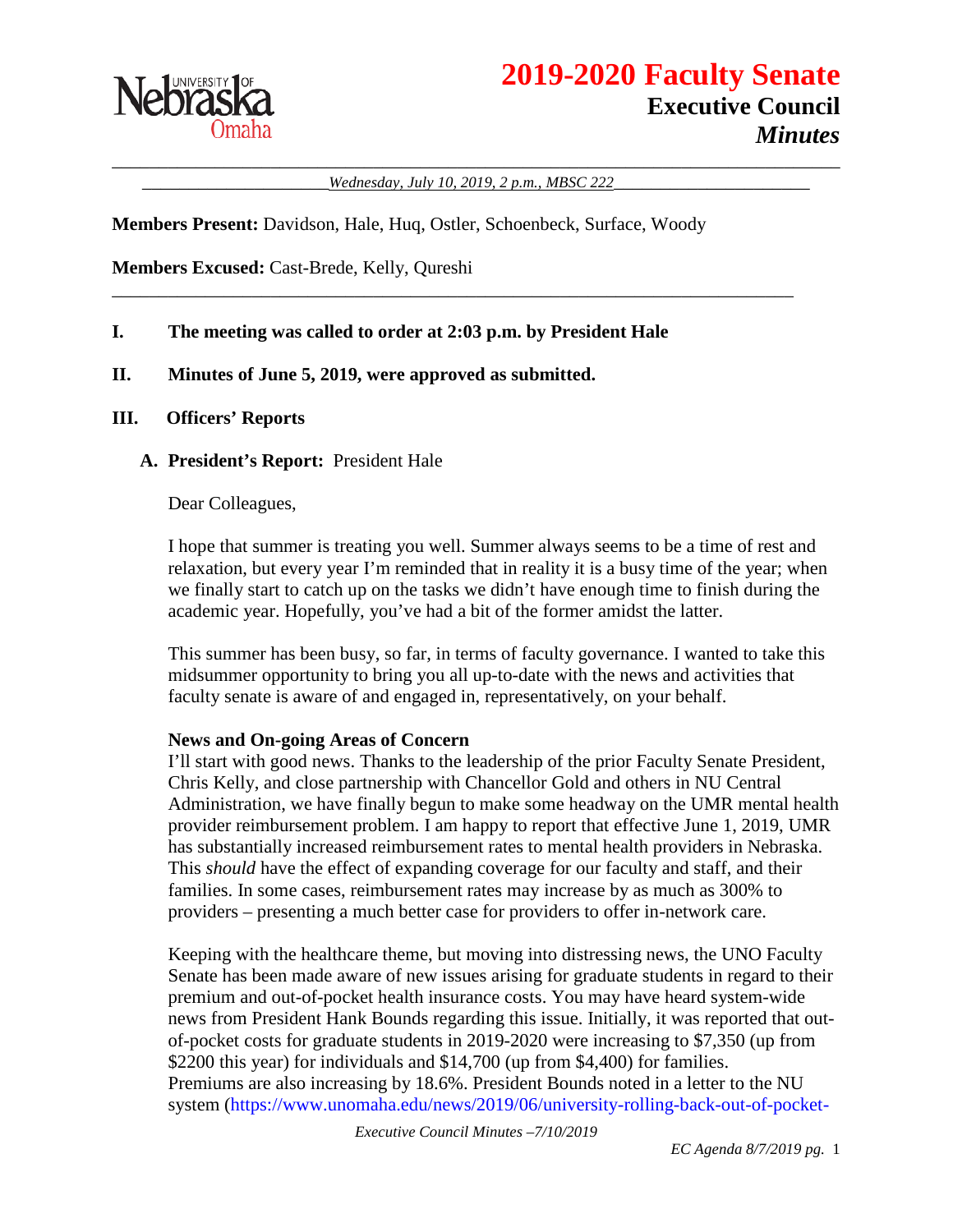# 2019-2020 Faculty Senate

## Executive Council

### *Minutes*

*Wednesday, July 10, 2019, 2 p.m., MBSC 222*

**Members Present:** Davidson, Hale, Huq, Ostler, Schoenbeck, Surface, Woody

**Members Excused:** Cast-Brede, Kelly, Qureshi

---

**I. The meeting was called to order at 2:03 p.m. by President Hale**

**II. Minutes of June 5, 2019, were approved as submitted.**

**III. Officers' Reports**

**A. President's Report:** President Hale

Dear Colleagues,

I hope that summer is treating you well. Summer always seems to be a time of rest and relaxation, but every year I'm reminded that in reality it is a busy time of the year; when we finally start to catch up on the tasks we didn't have enough time to finish during the academic year. Hopefully, you've had a bit of the former amidst the latter.

This summer has been busy, so far, in terms of faculty governance. I wanted to take this midsummer opportunity to bring you all up-to-date with the news and activities that faculty senate is aware of and engaged in, representatively, on your behalf.

**News and On-going Areas of Concern**

I'll start with good news. Thanks to the leadership of the prior Faculty Senate President, Chris Kelly, and close partnership with Chancellor Gold and others in NU Central Administration, we have finally begun to make some headway on the UMR mental health provider reimbursement problem. I am happy to report that effective June 1, 2019, UMR has substantially increased reimbursement rates to mental health providers in Nebraska. This *should* have the effect of expanding coverage for our faculty and staff, and their families. In some cases, reimbursement rates may increase by as much as 300% to providers – presenting a much better case for providers to offer in-network care.

Keeping with the healthcare theme, but moving into distressing news, the UNO Faculty Senate has been made aware of new issues arising for graduate students in regard to their premium and out-of-pocket health insurance costs. You may have heard system-wide news from President Hank Bounds regarding this issue. Initially, it was reported that out-of-pocket costs for graduate students in 2019-2020 were increasing to $7,350 (up from $2200 this year) for individuals and $14,700 (up from $4,400) for families. Premiums are also increasing by 18.6%. President Bounds noted in a letter to the NU system (https://www.unomaha.edu/news/2019/06/university-rolling-back-out-of-pocket-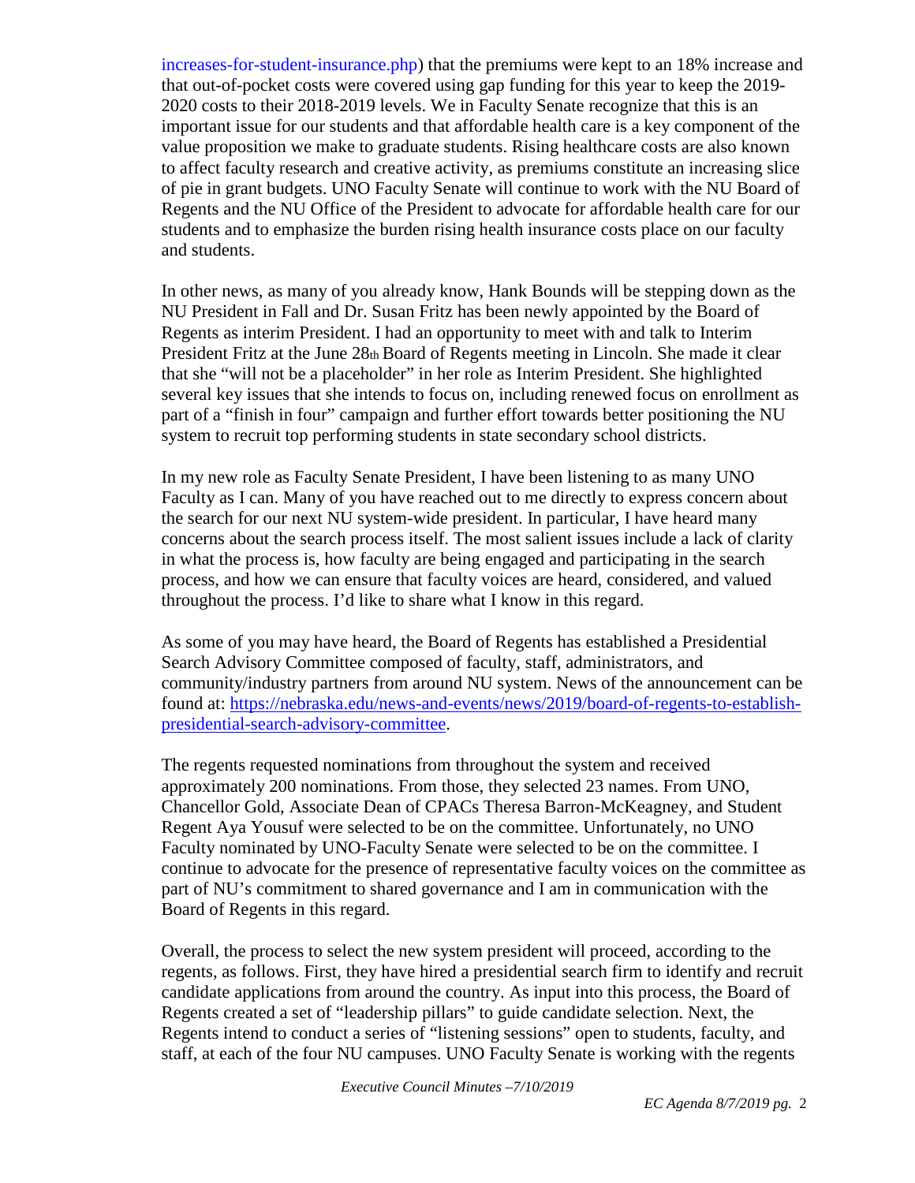increases-for-student-insurance.php) that the premiums were kept to an 18% increase and that out-of-pocket costs were covered using gap funding for this year to keep the 2019-2020 costs to their 2018-2019 levels. We in Faculty Senate recognize that this is an important issue for our students and that affordable health care is a key component of the value proposition we make to graduate students. Rising healthcare costs are also known to affect faculty research and creative activity, as premiums constitute an increasing slice of pie in grant budgets. UNO Faculty Senate will continue to work with the NU Board of Regents and the NU Office of the President to advocate for affordable health care for our students and to emphasize the burden rising health insurance costs place on our faculty and students.

In other news, as many of you already know, Hank Bounds will be stepping down as the NU President in Fall and Dr. Susan Fritz has been newly appointed by the Board of Regents as interim President. I had an opportunity to meet with and talk to Interim President Fritz at the June 28th Board of Regents meeting in Lincoln. She made it clear that she "will not be a placeholder" in her role as Interim President. She highlighted several key issues that she intends to focus on, including renewed focus on enrollment as part of a "finish in four" campaign and further effort towards better positioning the NU system to recruit top performing students in state secondary school districts.

In my new role as Faculty Senate President, I have been listening to as many UNO Faculty as I can. Many of you have reached out to me directly to express concern about the search for our next NU system-wide president. In particular, I have heard many concerns about the search process itself. The most salient issues include a lack of clarity in what the process is, how faculty are being engaged and participating in the search process, and how we can ensure that faculty voices are heard, considered, and valued throughout the process. I'd like to share what I know in this regard.

As some of you may have heard, the Board of Regents has established a Presidential Search Advisory Committee composed of faculty, staff, administrators, and community/industry partners from around NU system. News of the announcement can be found at: https://nebraska.edu/news-and-events/news/2019/board-of-regents-to-establish-presidential-search-advisory-committee.

The regents requested nominations from throughout the system and received approximately 200 nominations. From those, they selected 23 names. From UNO, Chancellor Gold, Associate Dean of CPACs Theresa Barron-McKeagney, and Student Regent Aya Yousuf were selected to be on the committee. Unfortunately, no UNO Faculty nominated by UNO-Faculty Senate were selected to be on the committee. I continue to advocate for the presence of representative faculty voices on the committee as part of NU's commitment to shared governance and I am in communication with the Board of Regents in this regard.

Overall, the process to select the new system president will proceed, according to the regents, as follows. First, they have hired a presidential search firm to identify and recruit candidate applications from around the country. As input into this process, the Board of Regents created a set of "leadership pillars" to guide candidate selection. Next, the Regents intend to conduct a series of "listening sessions" open to students, faculty, and staff, at each of the four NU campuses. UNO Faculty Senate is working with the regents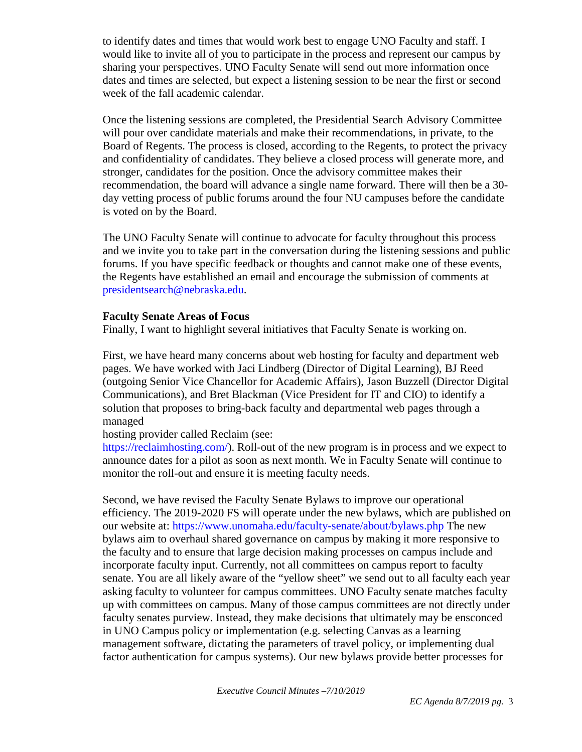to identify dates and times that would work best to engage UNO Faculty and staff. I would like to invite all of you to participate in the process and represent our campus by sharing your perspectives. UNO Faculty Senate will send out more information once dates and times are selected, but expect a listening session to be near the first or second week of the fall academic calendar.

Once the listening sessions are completed, the Presidential Search Advisory Committee will pour over candidate materials and make their recommendations, in private, to the Board of Regents. The process is closed, according to the Regents, to protect the privacy and confidentiality of candidates. They believe a closed process will generate more, and stronger, candidates for the position. Once the advisory committee makes their recommendation, the board will advance a single name forward. There will then be a 30-day vetting process of public forums around the four NU campuses before the candidate is voted on by the Board.

The UNO Faculty Senate will continue to advocate for faculty throughout this process and we invite you to take part in the conversation during the listening sessions and public forums. If you have specific feedback or thoughts and cannot make one of these events, the Regents have established an email and encourage the submission of comments at presidentsearch@nebraska.edu.

**Faculty Senate Areas of Focus**

Finally, I want to highlight several initiatives that Faculty Senate is working on.

First, we have heard many concerns about web hosting for faculty and department web pages. We have worked with Jaci Lindberg (Director of Digital Learning), BJ Reed (outgoing Senior Vice Chancellor for Academic Affairs), Jason Buzzell (Director Digital Communications), and Bret Blackman (Vice President for IT and CIO) to identify a solution that proposes to bring-back faculty and departmental web pages through a managed hosting provider called Reclaim (see: https://reclaimhosting.com/). Roll-out of the new program is in process and we expect to announce dates for a pilot as soon as next month. We in Faculty Senate will continue to monitor the roll-out and ensure it is meeting faculty needs.

Second, we have revised the Faculty Senate Bylaws to improve our operational efficiency. The 2019-2020 FS will operate under the new bylaws, which are published on our website at: https://www.unomaha.edu/faculty-senate/about/bylaws.php The new bylaws aim to overhaul shared governance on campus by making it more responsive to the faculty and to ensure that large decision making processes on campus include and incorporate faculty input. Currently, not all committees on campus report to faculty senate. You are all likely aware of the "yellow sheet" we send out to all faculty each year asking faculty to volunteer for campus committees. UNO Faculty senate matches faculty up with committees on campus. Many of those campus committees are not directly under faculty senates purview. Instead, they make decisions that ultimately may be ensconced in UNO Campus policy or implementation (e.g. selecting Canvas as a learning management software, dictating the parameters of travel policy, or implementing dual factor authentication for campus systems). Our new bylaws provide better processes for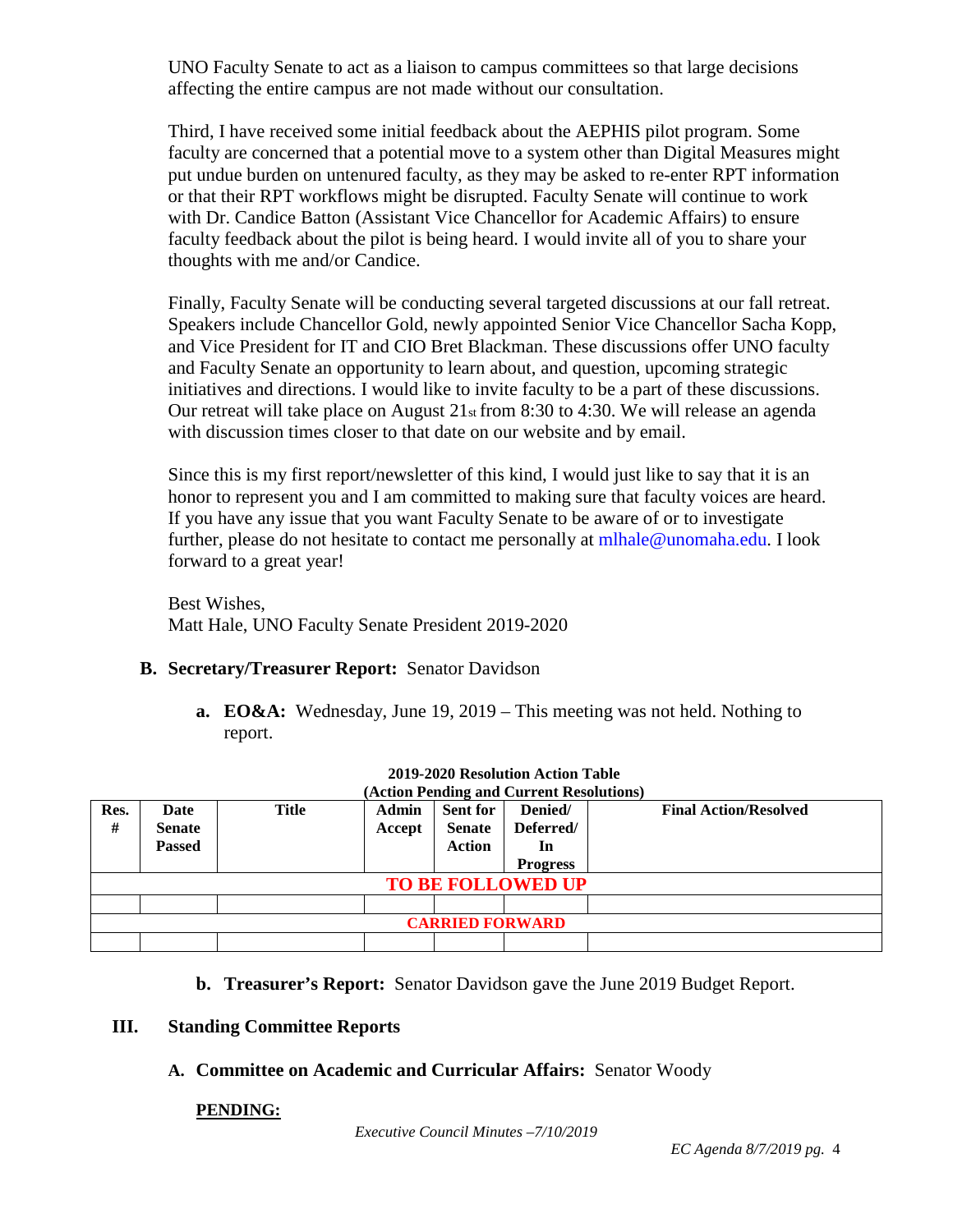UNO Faculty Senate to act as a liaison to campus committees so that large decisions affecting the entire campus are not made without our consultation.

Third, I have received some initial feedback about the AEPHIS pilot program. Some faculty are concerned that a potential move to a system other than Digital Measures might put undue burden on untenured faculty, as they may be asked to re-enter RPT information or that their RPT workflows might be disrupted. Faculty Senate will continue to work with Dr. Candice Batton (Assistant Vice Chancellor for Academic Affairs) to ensure faculty feedback about the pilot is being heard. I would invite all of you to share your thoughts with me and/or Candice.

Finally, Faculty Senate will be conducting several targeted discussions at our fall retreat. Speakers include Chancellor Gold, newly appointed Senior Vice Chancellor Sacha Kopp, and Vice President for IT and CIO Bret Blackman. These discussions offer UNO faculty and Faculty Senate an opportunity to learn about, and question, upcoming strategic initiatives and directions. I would like to invite faculty to be a part of these discussions. Our retreat will take place on August 21st from 8:30 to 4:30. We will release an agenda with discussion times closer to that date on our website and by email.

Since this is my first report/newsletter of this kind, I would just like to say that it is an honor to represent you and I am committed to making sure that faculty voices are heard. If you have any issue that you want Faculty Senate to be aware of or to investigate further, please do not hesitate to contact me personally at mlhale@unomaha.edu. I look forward to a great year!

Best Wishes,
Matt Hale, UNO Faculty Senate President 2019-2020

**B. Secretary/Treasurer Report:** Senator Davidson

**a. EO&A:** Wednesday, June 19, 2019 – This meeting was not held. Nothing to report.

**2019-2020 Resolution Action Table**
**(Action Pending and Current Resolutions)**

| Res. # | Date Senate Passed | Title | Admin Accept | Sent for Senate Action | Denied/ Deferred/ In Progress | Final Action/Resolved |
|---|---|---|---|---|---|---|
| **TO BE FOLLOWED UP** | | | | | | |
| | | | | | | |
| **CARRIED FORWARD** | | | | | | |
| | | | | | | |

**b. Treasurer's Report:** Senator Davidson gave the June 2019 Budget Report.

## III. Standing Committee Reports

**A. Committee on Academic and Curricular Affairs:** Senator Woody

**PENDING:**

*Executive Council Minutes –7/10/2019*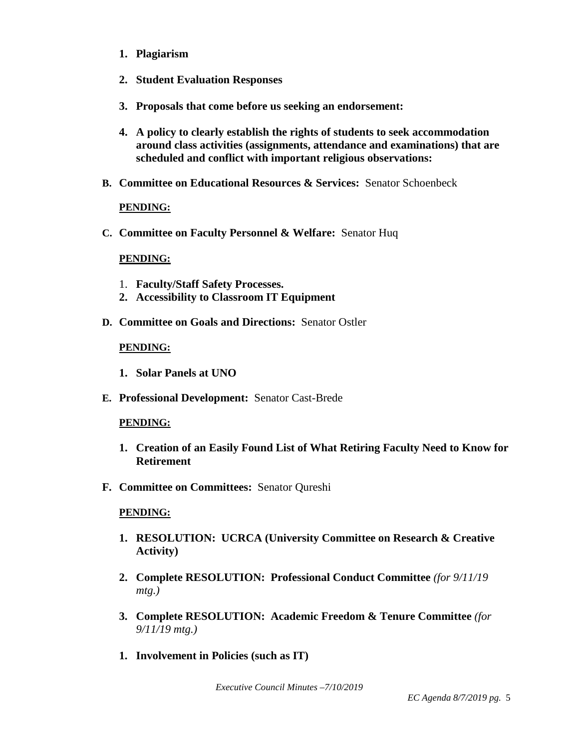1. **Plagiarism**

2. **Student Evaluation Responses**

3. **Proposals that come before us seeking an endorsement:**

4. **A policy to clearly establish the rights of students to seek accommodation around class activities (assignments, attendance and examinations) that are scheduled and conflict with important religious observations:**

**B. Committee on Educational Resources & Services:** Senator Schoenbeck

**PENDING:**

**C. Committee on Faculty Personnel & Welfare:** Senator Huq

**PENDING:**

1. **Faculty/Staff Safety Processes.**
2. **Accessibility to Classroom IT Equipment**

**D. Committee on Goals and Directions:** Senator Ostler

**PENDING:**

1. **Solar Panels at UNO**

**E. Professional Development:** Senator Cast-Brede

**PENDING:**

1. **Creation of an Easily Found List of What Retiring Faculty Need to Know for Retirement**

**F. Committee on Committees:** Senator Qureshi

**PENDING:**

1. **RESOLUTION: UCRCA (University Committee on Research & Creative Activity)**

2. **Complete RESOLUTION: Professional Conduct Committee** *(for 9/11/19 mtg.)*

3. **Complete RESOLUTION: Academic Freedom & Tenure Committee** *(for 9/11/19 mtg.)*

1. **Involvement in Policies (such as IT)**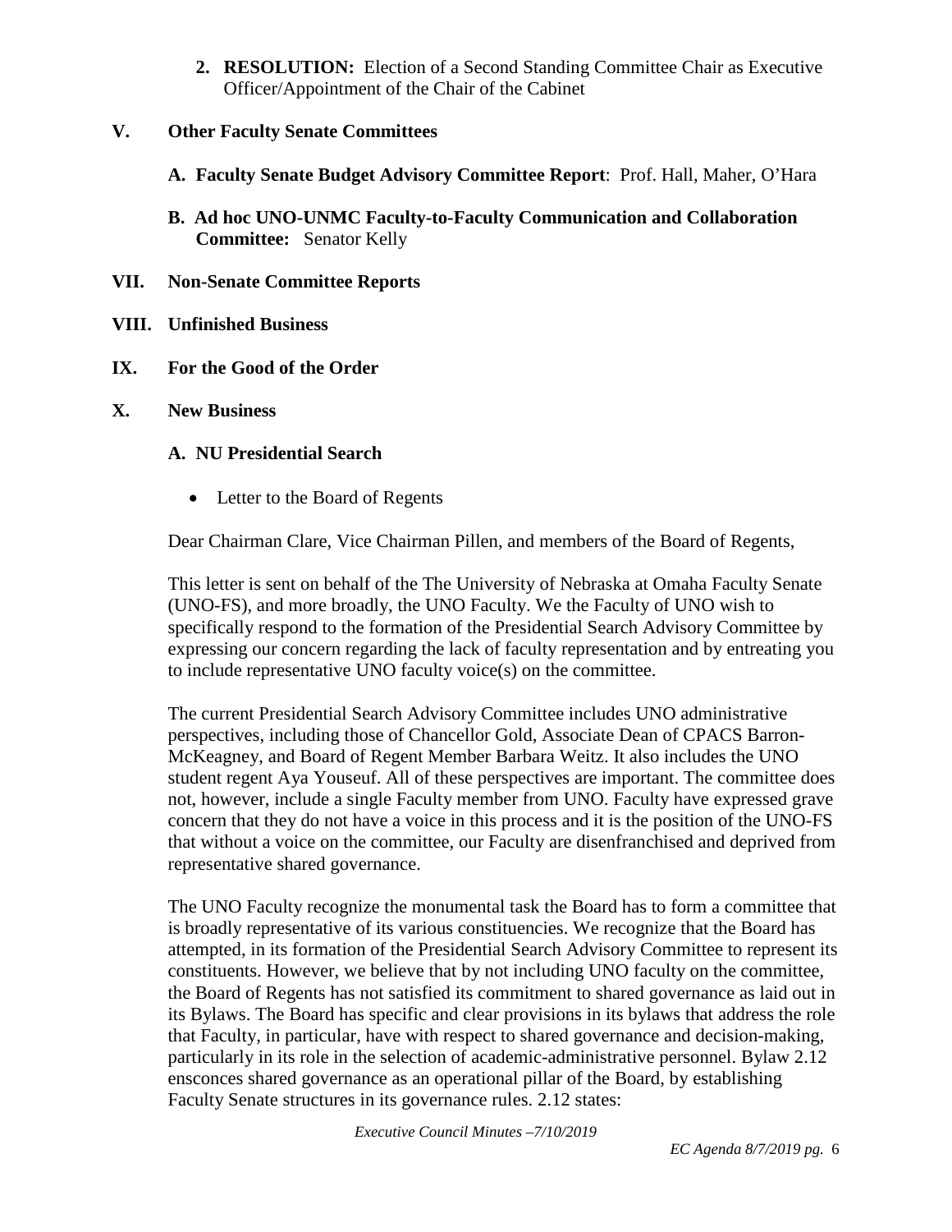2. **RESOLUTION:** Election of a Second Standing Committee Chair as Executive Officer/Appointment of the Chair of the Cabinet

## V. Other Faculty Senate Committees

**A. Faculty Senate Budget Advisory Committee Report**: Prof. Hall, Maher, O'Hara

**B. Ad hoc UNO-UNMC Faculty-to-Faculty Communication and Collaboration Committee:** Senator Kelly

## VII. Non-Senate Committee Reports

## VIII. Unfinished Business

## IX. For the Good of the Order

## X. New Business

### A. NU Presidential Search

- Letter to the Board of Regents

Dear Chairman Clare, Vice Chairman Pillen, and members of the Board of Regents,

This letter is sent on behalf of the The University of Nebraska at Omaha Faculty Senate (UNO-FS), and more broadly, the UNO Faculty. We the Faculty of UNO wish to specifically respond to the formation of the Presidential Search Advisory Committee by expressing our concern regarding the lack of faculty representation and by entreating you to include representative UNO faculty voice(s) on the committee.

The current Presidential Search Advisory Committee includes UNO administrative perspectives, including those of Chancellor Gold, Associate Dean of CPACS Barron-McKeagney, and Board of Regent Member Barbara Weitz. It also includes the UNO student regent Aya Youseuf. All of these perspectives are important. The committee does not, however, include a single Faculty member from UNO. Faculty have expressed grave concern that they do not have a voice in this process and it is the position of the UNO-FS that without a voice on the committee, our Faculty are disenfranchised and deprived from representative shared governance.

The UNO Faculty recognize the monumental task the Board has to form a committee that is broadly representative of its various constituencies. We recognize that the Board has attempted, in its formation of the Presidential Search Advisory Committee to represent its constituents. However, we believe that by not including UNO faculty on the committee, the Board of Regents has not satisfied its commitment to shared governance as laid out in its Bylaws. The Board has specific and clear provisions in its bylaws that address the role that Faculty, in particular, have with respect to shared governance and decision-making, particularly in its role in the selection of academic-administrative personnel. Bylaw 2.12 ensconces shared governance as an operational pillar of the Board, by establishing Faculty Senate structures in its governance rules. 2.12 states: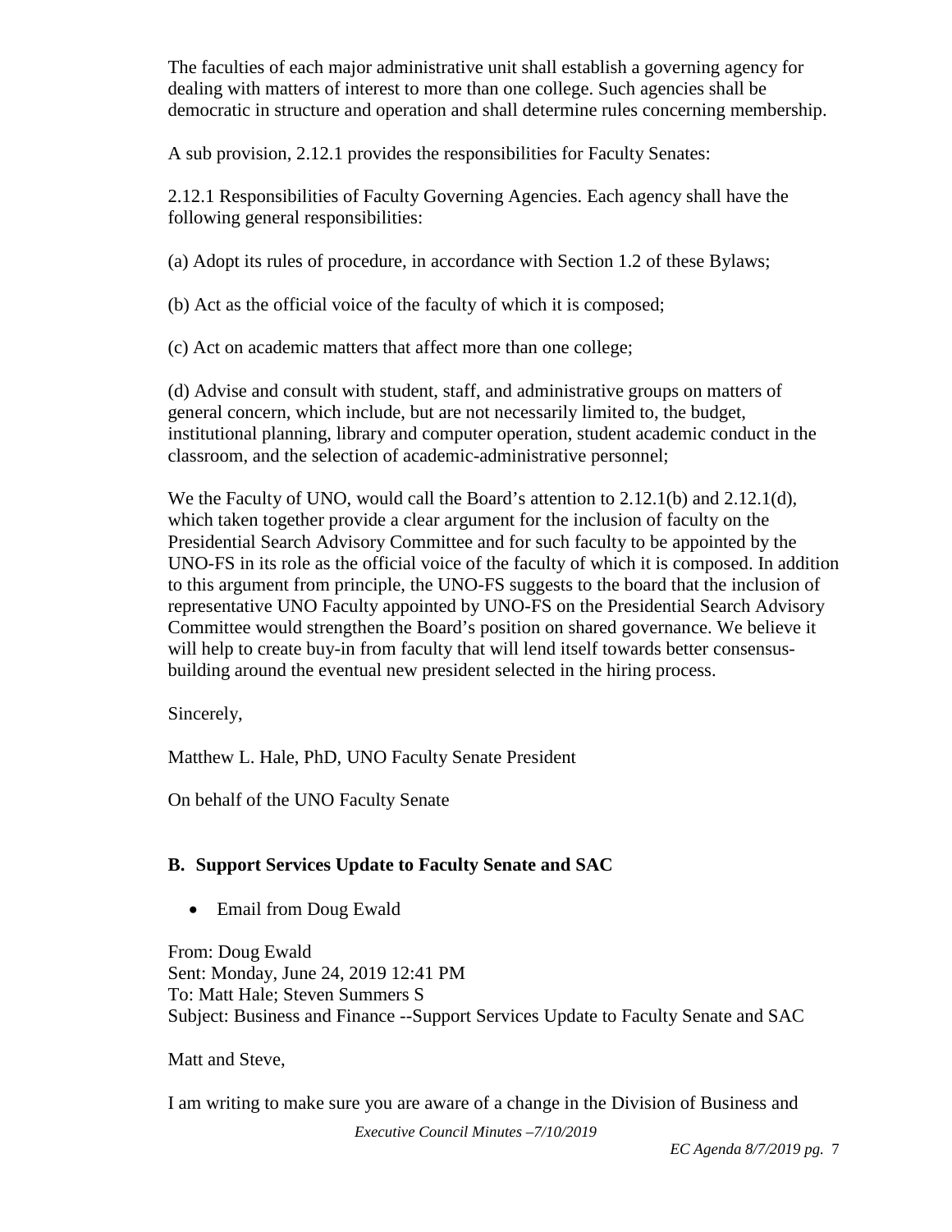The faculties of each major administrative unit shall establish a governing agency for dealing with matters of interest to more than one college. Such agencies shall be democratic in structure and operation and shall determine rules concerning membership.

A sub provision, 2.12.1 provides the responsibilities for Faculty Senates:

2.12.1 Responsibilities of Faculty Governing Agencies. Each agency shall have the following general responsibilities:

(a) Adopt its rules of procedure, in accordance with Section 1.2 of these Bylaws;

(b) Act as the official voice of the faculty of which it is composed;

(c) Act on academic matters that affect more than one college;

(d) Advise and consult with student, staff, and administrative groups on matters of general concern, which include, but are not necessarily limited to, the budget, institutional planning, library and computer operation, student academic conduct in the classroom, and the selection of academic-administrative personnel;

We the Faculty of UNO, would call the Board's attention to 2.12.1(b) and 2.12.1(d), which taken together provide a clear argument for the inclusion of faculty on the Presidential Search Advisory Committee and for such faculty to be appointed by the UNO-FS in its role as the official voice of the faculty of which it is composed. In addition to this argument from principle, the UNO-FS suggests to the board that the inclusion of representative UNO Faculty appointed by UNO-FS on the Presidential Search Advisory Committee would strengthen the Board's position on shared governance. We believe it will help to create buy-in from faculty that will lend itself towards better consensus-building around the eventual new president selected in the hiring process.

Sincerely,

Matthew L. Hale, PhD, UNO Faculty Senate President

On behalf of the UNO Faculty Senate

### B. Support Services Update to Faculty Senate and SAC

- Email from Doug Ewald

From: Doug Ewald
Sent: Monday, June 24, 2019 12:41 PM
To: Matt Hale; Steven Summers S
Subject: Business and Finance --Support Services Update to Faculty Senate and SAC

Matt and Steve,

I am writing to make sure you are aware of a change in the Division of Business and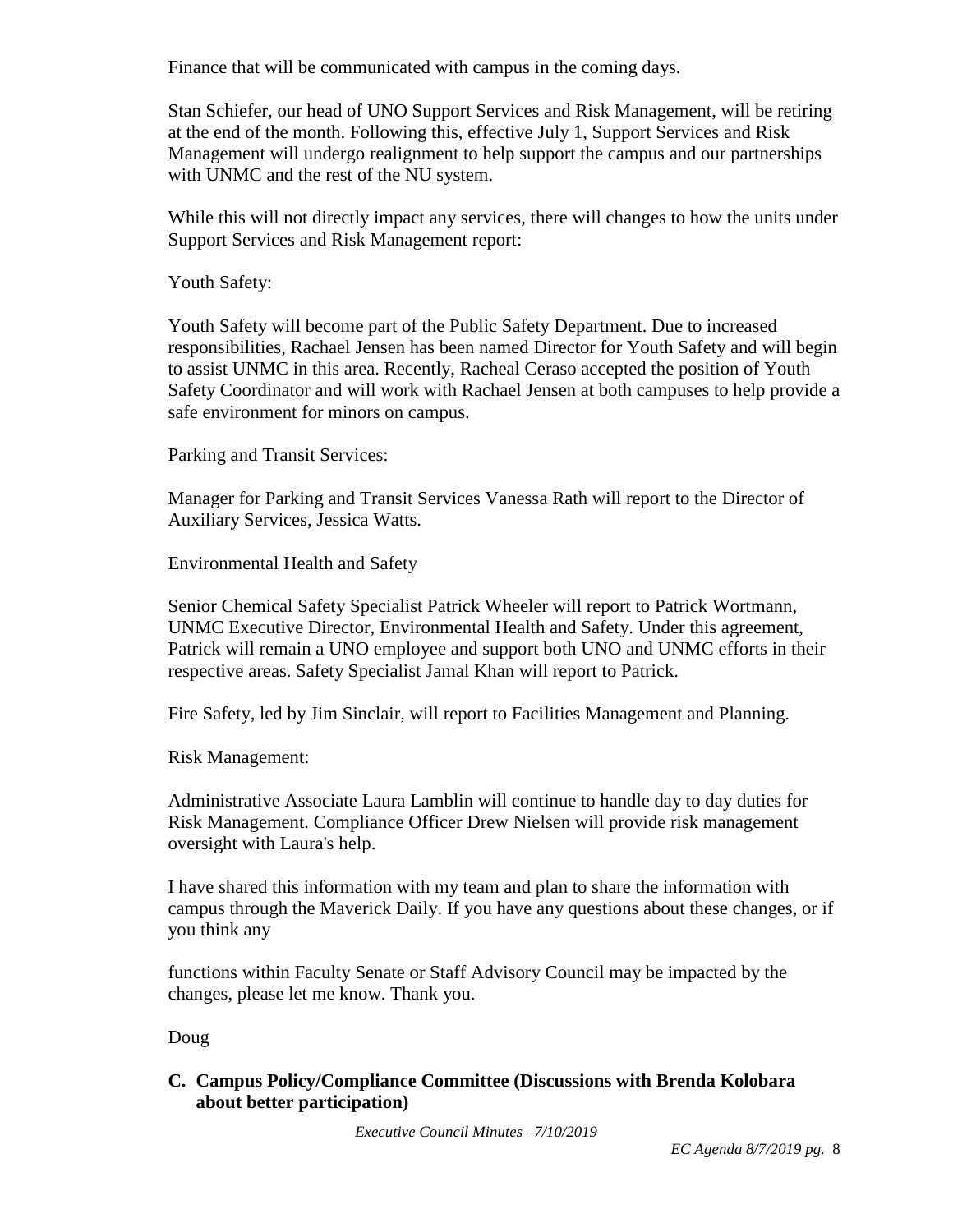Finance that will be communicated with campus in the coming days.

Stan Schiefer, our head of UNO Support Services and Risk Management, will be retiring at the end of the month. Following this, effective July 1, Support Services and Risk Management will undergo realignment to help support the campus and our partnerships with UNMC and the rest of the NU system.

While this will not directly impact any services, there will changes to how the units under Support Services and Risk Management report:

Youth Safety:

Youth Safety will become part of the Public Safety Department. Due to increased responsibilities, Rachael Jensen has been named Director for Youth Safety and will begin to assist UNMC in this area. Recently, Racheal Ceraso accepted the position of Youth Safety Coordinator and will work with Rachael Jensen at both campuses to help provide a safe environment for minors on campus.

Parking and Transit Services:

Manager for Parking and Transit Services Vanessa Rath will report to the Director of Auxiliary Services, Jessica Watts.

Environmental Health and Safety

Senior Chemical Safety Specialist Patrick Wheeler will report to Patrick Wortmann, UNMC Executive Director, Environmental Health and Safety. Under this agreement, Patrick will remain a UNO employee and support both UNO and UNMC efforts in their respective areas. Safety Specialist Jamal Khan will report to Patrick.

Fire Safety, led by Jim Sinclair, will report to Facilities Management and Planning.

Risk Management:

Administrative Associate Laura Lamblin will continue to handle day to day duties for Risk Management. Compliance Officer Drew Nielsen will provide risk management oversight with Laura's help.

I have shared this information with my team and plan to share the information with campus through the Maverick Daily. If you have any questions about these changes, or if you think any

functions within Faculty Senate or Staff Advisory Council may be impacted by the changes, please let me know. Thank you.

Doug

**C. Campus Policy/Compliance Committee (Discussions with Brenda Kolobara about better participation)**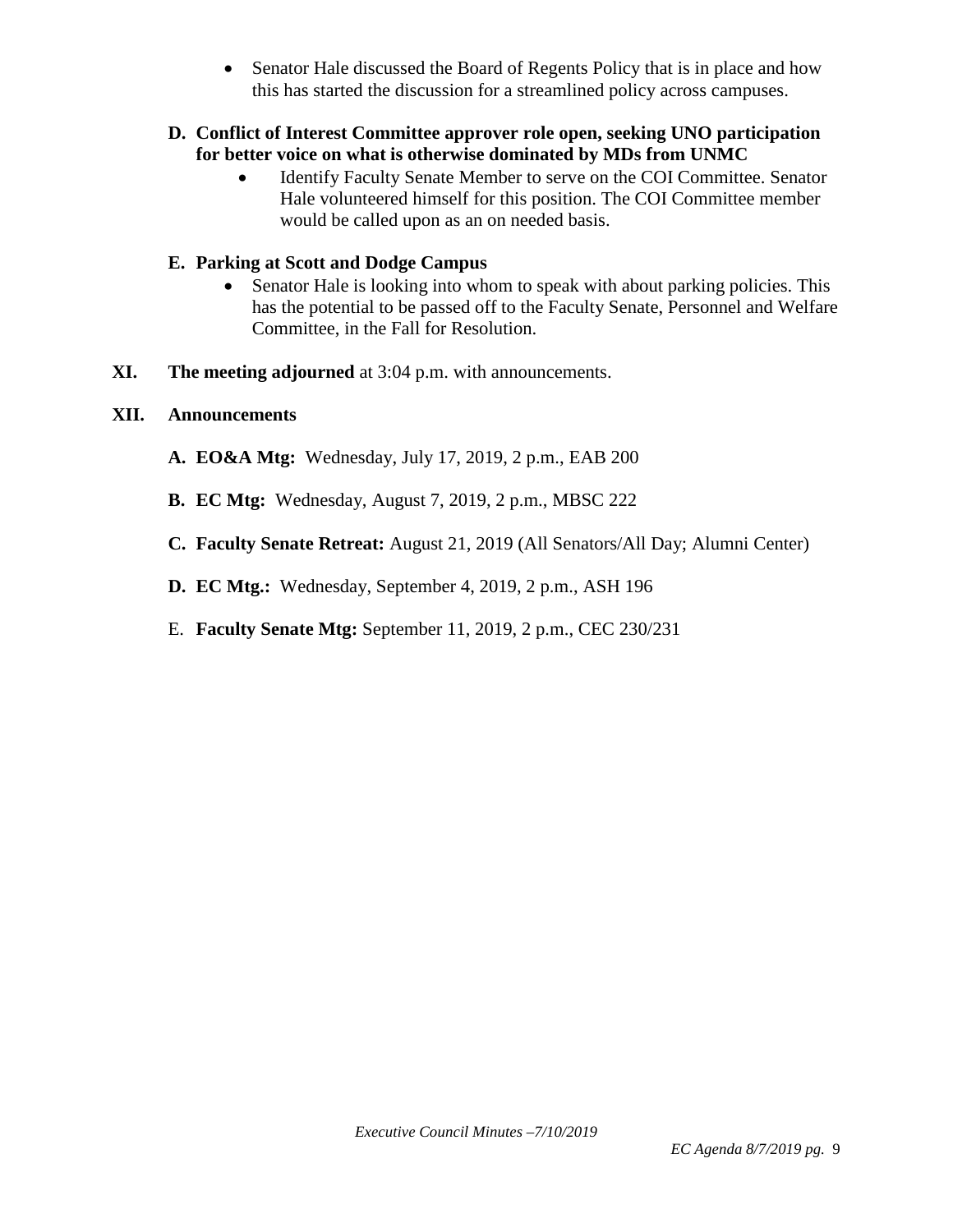- Senator Hale discussed the Board of Regents Policy that is in place and how this has started the discussion for a streamlined policy across campuses.

**D. Conflict of Interest Committee approver role open, seeking UNO participation for better voice on what is otherwise dominated by MDs from UNMC**

- Identify Faculty Senate Member to serve on the COI Committee. Senator Hale volunteered himself for this position. The COI Committee member would be called upon as an on needed basis.

**E. Parking at Scott and Dodge Campus**

- Senator Hale is looking into whom to speak with about parking policies. This has the potential to be passed off to the Faculty Senate, Personnel and Welfare Committee, in the Fall for Resolution.

**XI. The meeting adjourned** at 3:04 p.m. with announcements.

**XII. Announcements**

**A. EO&A Mtg:** Wednesday, July 17, 2019, 2 p.m., EAB 200

**B. EC Mtg:** Wednesday, August 7, 2019, 2 p.m., MBSC 222

**C. Faculty Senate Retreat:** August 21, 2019 (All Senators/All Day; Alumni Center)

**D. EC Mtg.:** Wednesday, September 4, 2019, 2 p.m., ASH 196

E. **Faculty Senate Mtg:** September 11, 2019, 2 p.m., CEC 230/231